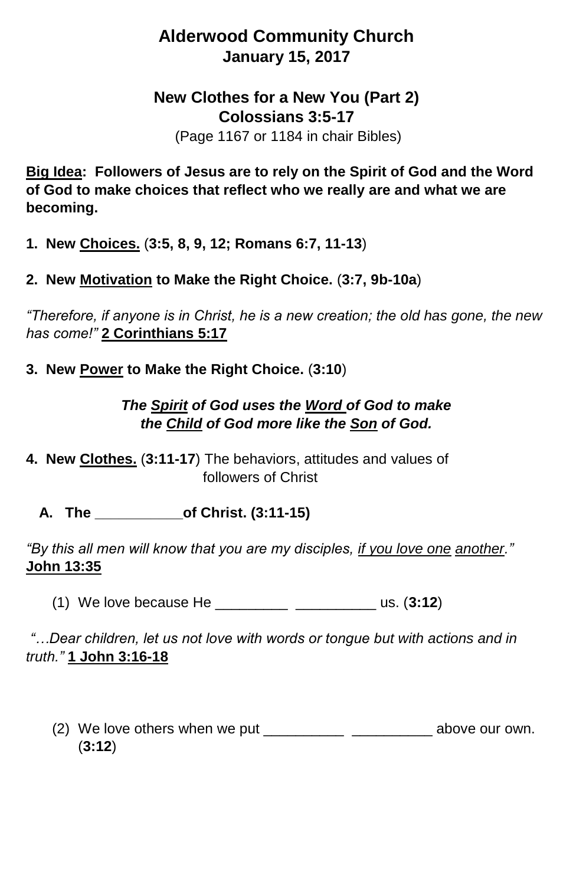# Alderwood Community Church
## January 15, 2017

## New Clothes for a New You (Part 2)
## Colossians 3:5-17

(Page 1167 or 1184 in chair Bibles)

**<u>Big Idea</u>: Followers of Jesus are to rely on the Spirit of God and the Word of God to make choices that reflect who we really are and what we are becoming.**

**1. New <u>Choices.</u>** (**3:5, 8, 9, 12; Romans 6:7, 11-13**)

**2. New <u>Motivation</u> to Make the Right Choice.** (**3:7, 9b-10a**)

*"Therefore, if anyone is in Christ, he is a new creation; the old has gone, the new has come!"* **<u>2 Corinthians 5:17</u>**

**3. New <u>Power</u> to Make the Right Choice.** (**3:10**)

***The <u>Spirit</u> of God uses the <u>Word</u> of God to make the <u>Child</u> of God more like the <u>Son</u> of God.***

**4. New <u>Clothes.</u>** (**3:11-17**) The behaviors, attitudes and values of followers of Christ

**A. The ___________of Christ. (3:11-15)**

*"By this all men will know that you are my disciples, <u>if you love one</u> <u>another</u>."* **<u>John 13:35</u>**

(1) We love because He _________ __________ us. (**3:12**)

*"…Dear children, let us not love with words or tongue but with actions and in truth."* **<u>1 John 3:16-18</u>**

(2) We love others when we put __________ __________ above our own. (**3:12**)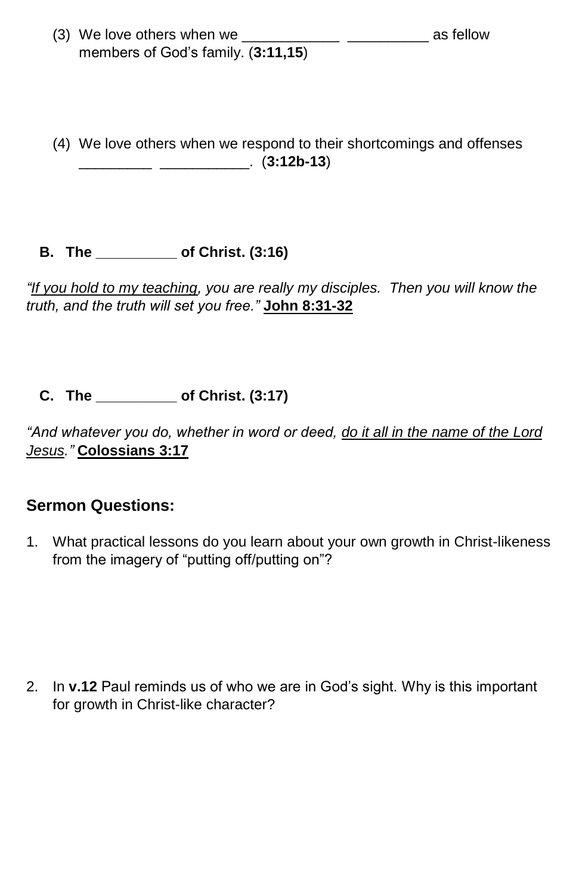(3) We love others when we ____________ __________ as fellow members of God's family. (**3:11,15**)

(4) We love others when we respond to their shortcomings and offenses _________ ___________. (**3:12b-13**)

**B. The __________ of Christ. (3:16)**

*"<u>If you hold to my teaching</u>, you are really my disciples. Then you will know the truth, and the truth will set you free."* **<u>John 8:31-32</u>**

**C. The __________ of Christ. (3:17)**

*"And whatever you do, whether in word or deed, <u>do it all in the name of the Lord Jesus.</u>"* **<u>Colossians 3:17</u>**

## Sermon Questions:

1. What practical lessons do you learn about your own growth in Christ-likeness from the imagery of "putting off/putting on"?

2. In **v.12** Paul reminds us of who we are in God's sight. Why is this important for growth in Christ-like character?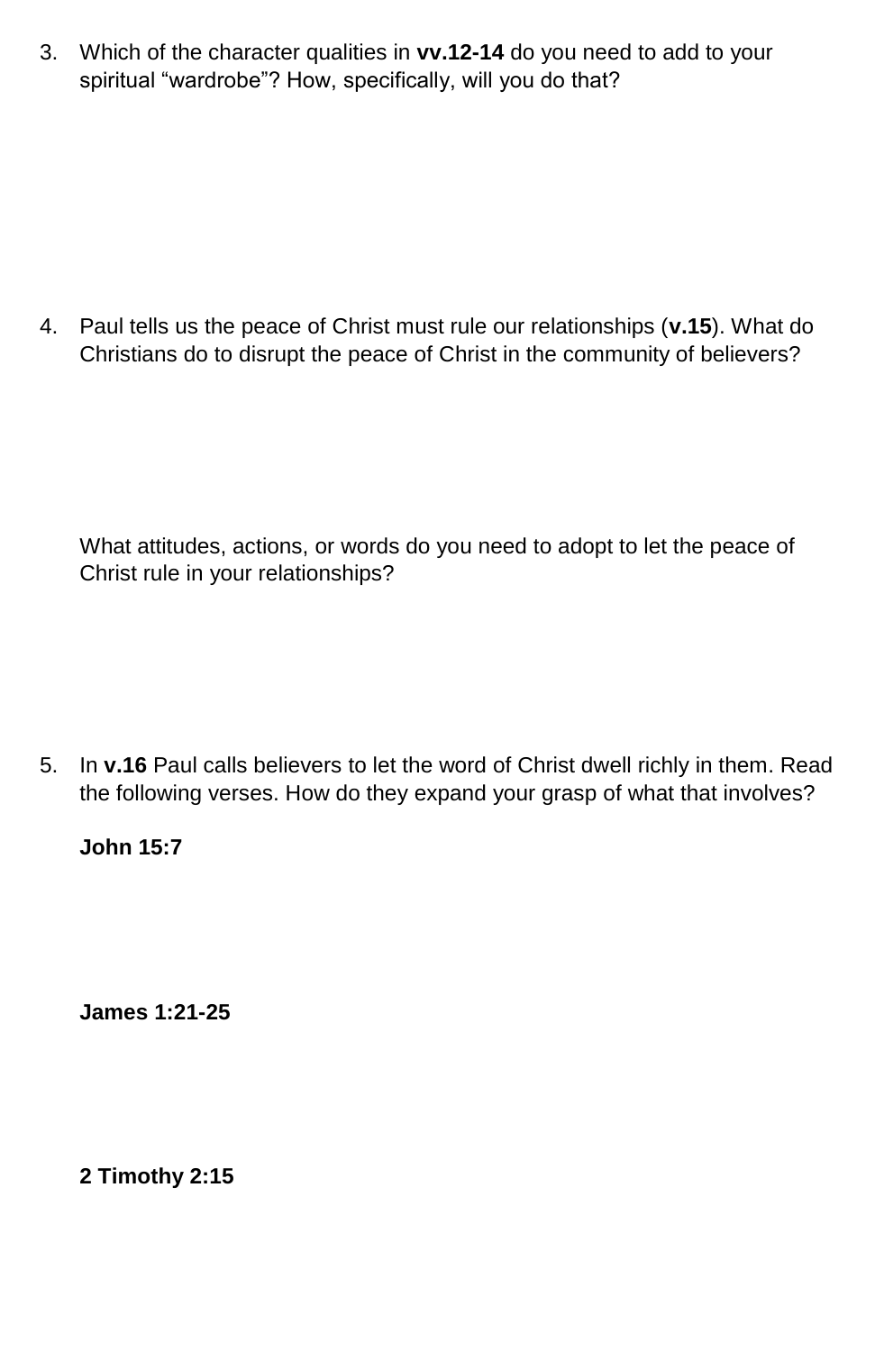3. Which of the character qualities in **vv.12-14** do you need to add to your spiritual "wardrobe"? How, specifically, will you do that?

4. Paul tells us the peace of Christ must rule our relationships (**v.15**). What do Christians do to disrupt the peace of Christ in the community of believers?

   What attitudes, actions, or words do you need to adopt to let the peace of Christ rule in your relationships?

5. In **v.16** Paul calls believers to let the word of Christ dwell richly in them. Read the following verses. How do they expand your grasp of what that involves?

   **John 15:7**

   **James 1:21-25**

   **2 Timothy 2:15**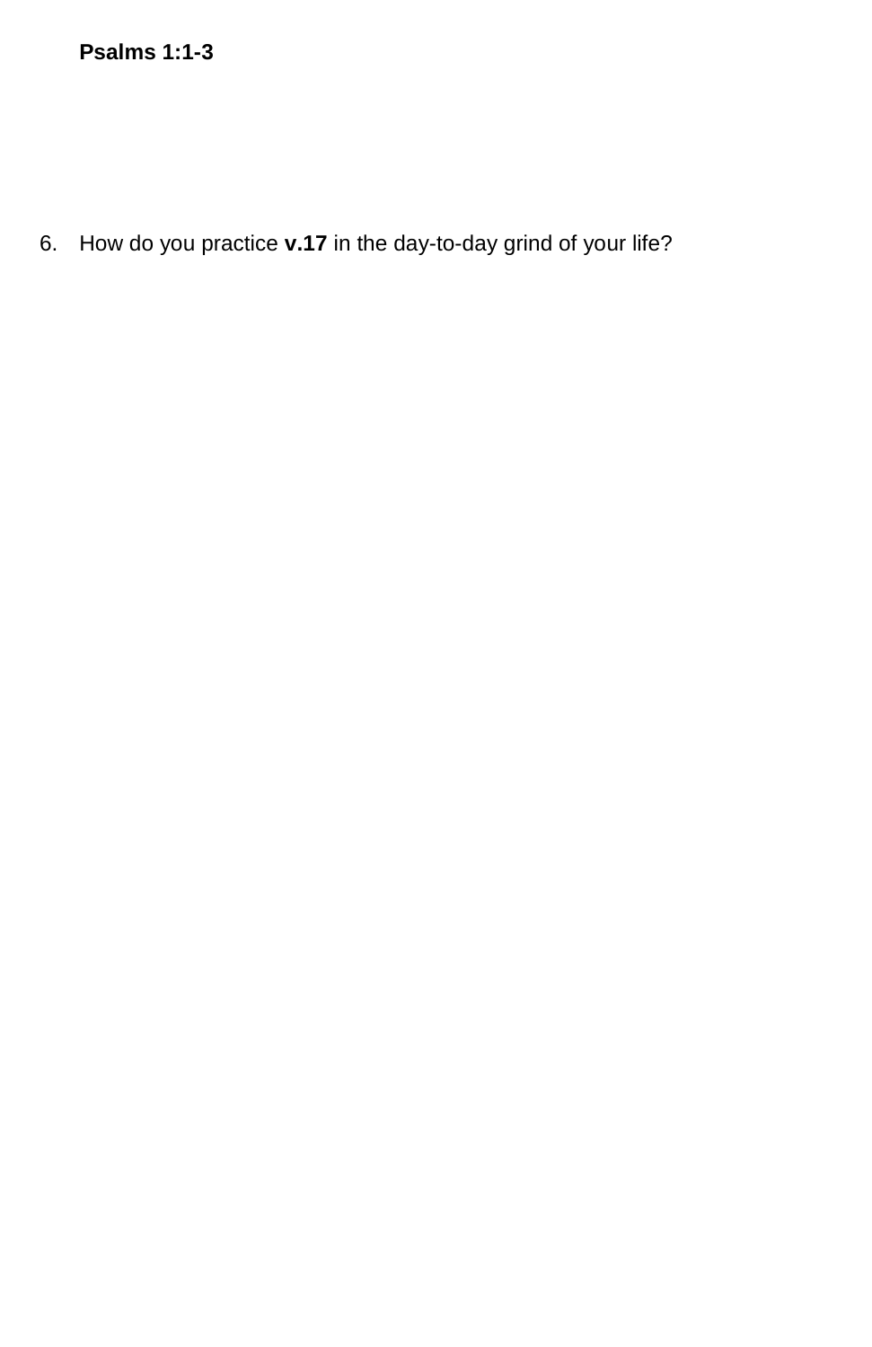**Psalms 1:1-3**

6. How do you practice **v.17** in the day-to-day grind of your life?